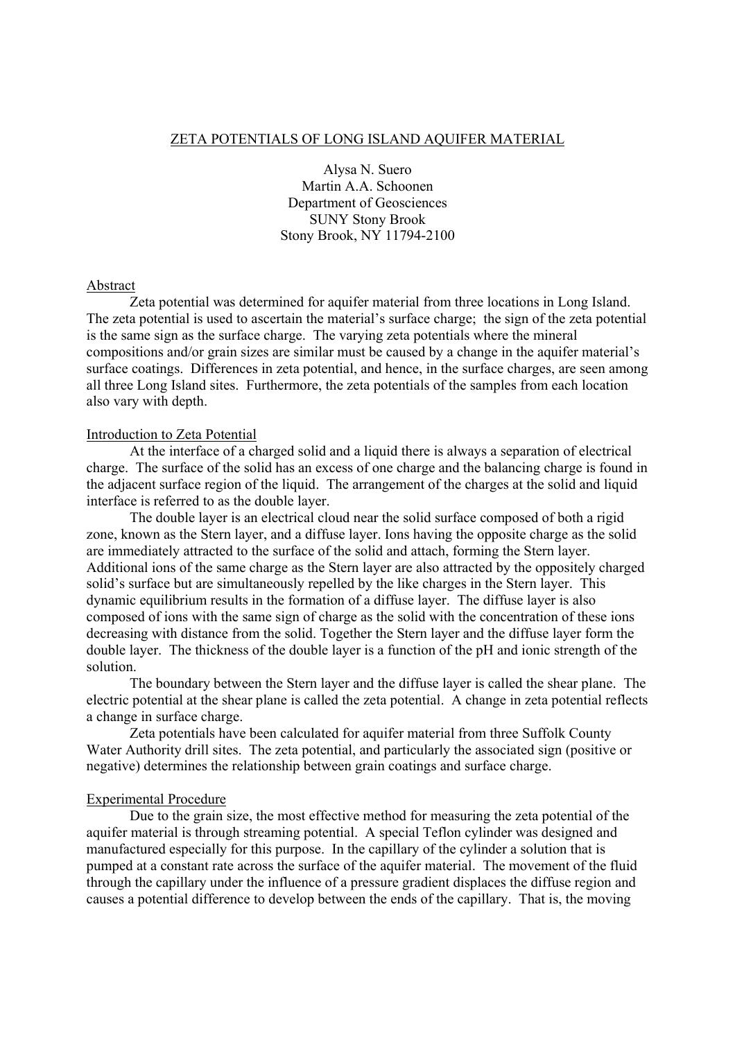# ZETA POTENTIALS OF LONG ISLAND AQUIFER MATERIAL

Alysa N. Suero
Martin A.A. Schoonen
Department of Geosciences
SUNY Stony Brook
Stony Brook, NY 11794-2100

## Abstract

Zeta potential was determined for aquifer material from three locations in Long Island. The zeta potential is used to ascertain the material's surface charge; the sign of the zeta potential is the same sign as the surface charge. The varying zeta potentials where the mineral compositions and/or grain sizes are similar must be caused by a change in the aquifer material's surface coatings. Differences in zeta potential, and hence, in the surface charges, are seen among all three Long Island sites. Furthermore, the zeta potentials of the samples from each location also vary with depth.

## Introduction to Zeta Potential

At the interface of a charged solid and a liquid there is always a separation of electrical charge. The surface of the solid has an excess of one charge and the balancing charge is found in the adjacent surface region of the liquid. The arrangement of the charges at the solid and liquid interface is referred to as the double layer.

The double layer is an electrical cloud near the solid surface composed of both a rigid zone, known as the Stern layer, and a diffuse layer. Ions having the opposite charge as the solid are immediately attracted to the surface of the solid and attach, forming the Stern layer. Additional ions of the same charge as the Stern layer are also attracted by the oppositely charged solid's surface but are simultaneously repelled by the like charges in the Stern layer. This dynamic equilibrium results in the formation of a diffuse layer. The diffuse layer is also composed of ions with the same sign of charge as the solid with the concentration of these ions decreasing with distance from the solid. Together the Stern layer and the diffuse layer form the double layer. The thickness of the double layer is a function of the pH and ionic strength of the solution.

The boundary between the Stern layer and the diffuse layer is called the shear plane. The electric potential at the shear plane is called the zeta potential. A change in zeta potential reflects a change in surface charge.

Zeta potentials have been calculated for aquifer material from three Suffolk County Water Authority drill sites. The zeta potential, and particularly the associated sign (positive or negative) determines the relationship between grain coatings and surface charge.

## Experimental Procedure

Due to the grain size, the most effective method for measuring the zeta potential of the aquifer material is through streaming potential. A special Teflon cylinder was designed and manufactured especially for this purpose. In the capillary of the cylinder a solution that is pumped at a constant rate across the surface of the aquifer material. The movement of the fluid through the capillary under the influence of a pressure gradient displaces the diffuse region and causes a potential difference to develop between the ends of the capillary. That is, the moving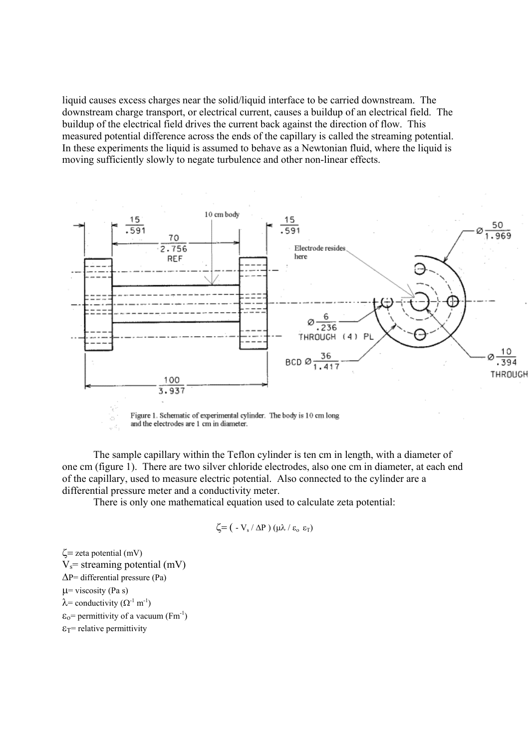liquid causes excess charges near the solid/liquid interface to be carried downstream. The downstream charge transport, or electrical current, causes a buildup of an electrical field. The buildup of the electrical field drives the current back against the direction of flow. This measured potential difference across the ends of the capillary is called the streaming potential. In these experiments the liquid is assumed to behave as a Newtonian fluid, where the liquid is moving sufficiently slowly to negate turbulence and other non-linear effects.

Figure 1. Schematic of experimental cylinder. The body is 10 cm long and the electrodes are 1 cm in diameter.

The sample capillary within the Teflon cylinder is ten cm in length, with a diameter of one cm (figure 1). There are two silver chloride electrodes, also one cm in diameter, at each end of the capillary, used to measure electric potential. Also connected to the cylinder are a differential pressure meter and a conductivity meter.

There is only one mathematical equation used to calculate zeta potential:

$$\zeta = ( - V_s / \Delta P ) (\mu\lambda / \varepsilon_o \ \varepsilon_T)$$

$\zeta$= zeta potential (mV)
$V_s$= streaming potential (mV)
$\Delta P$= differential pressure (Pa)
$\mu$= viscosity (Pa s)
$\lambda$= conductivity ($\Omega^{-1}$ $m^{-1}$)
$\varepsilon_o$= permittivity of a vacuum ($Fm^{-1}$)
$\varepsilon_T$= relative permittivity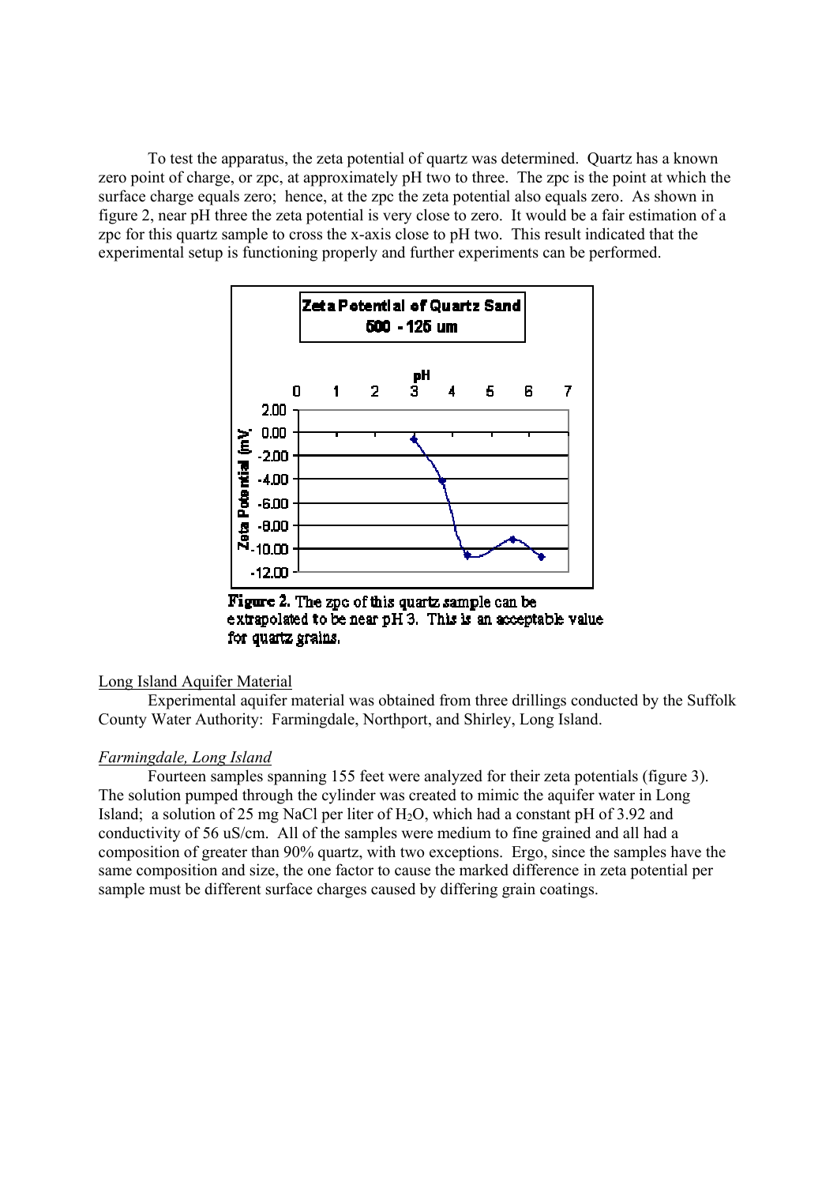To test the apparatus, the zeta potential of quartz was determined. Quartz has a known zero point of charge, or zpc, at approximately pH two to three. The zpc is the point at which the surface charge equals zero; hence, at the zpc the zeta potential also equals zero. As shown in figure 2, near pH three the zeta potential is very close to zero. It would be a fair estimation of a zpc for this quartz sample to cross the x-axis close to pH two. This result indicated that the experimental setup is functioning properly and further experiments can be performed.

**Figure 2.** The zpc of this quartz sample can be extrapolated to be near pH 3. This is an acceptable value for quartz grains.

Long Island Aquifer Material

Experimental aquifer material was obtained from three drillings conducted by the Suffolk County Water Authority: Farmingdale, Northport, and Shirley, Long Island.

*Farmingdale, Long Island*

Fourteen samples spanning 155 feet were analyzed for their zeta potentials (figure 3). The solution pumped through the cylinder was created to mimic the aquifer water in Long Island; a solution of 25 mg NaCl per liter of $H_2O$, which had a constant pH of 3.92 and conductivity of 56 uS/cm. All of the samples were medium to fine grained and all had a composition of greater than 90% quartz, with two exceptions. Ergo, since the samples have the same composition and size, the one factor to cause the marked difference in zeta potential per sample must be different surface charges caused by differing grain coatings.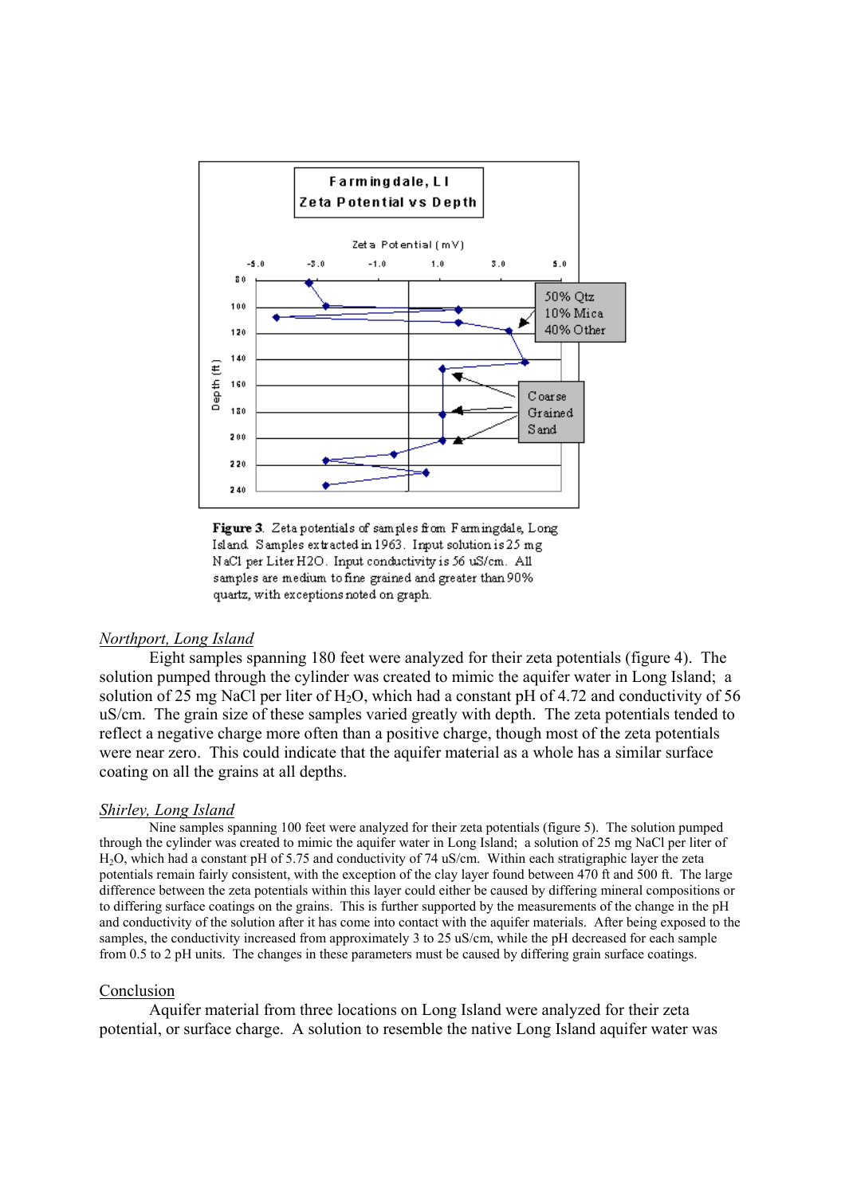**Figure 3**. Zeta potentials of samples from Farmingdale, Long Island. Samples extracted in 1963. Input solution is 25 mg NaCl per Liter H2O. Input conductivity is 56 uS/cm. All samples are medium to fine grained and greater than 90% quartz, with exceptions noted on graph.

### *Northport, Long Island*

Eight samples spanning 180 feet were analyzed for their zeta potentials (figure 4). The solution pumped through the cylinder was created to mimic the aquifer water in Long Island; a solution of 25 mg NaCl per liter of $H_2O$, which had a constant pH of 4.72 and conductivity of 56 uS/cm. The grain size of these samples varied greatly with depth. The zeta potentials tended to reflect a negative charge more often than a positive charge, though most of the zeta potentials were near zero. This could indicate that the aquifer material as a whole has a similar surface coating on all the grains at all depths.

### *Shirley, Long Island*

Nine samples spanning 100 feet were analyzed for their zeta potentials (figure 5). The solution pumped through the cylinder was created to mimic the aquifer water in Long Island; a solution of 25 mg NaCl per liter of $H_2O$, which had a constant pH of 5.75 and conductivity of 74 uS/cm. Within each stratigraphic layer the zeta potentials remain fairly consistent, with the exception of the clay layer found between 470 ft and 500 ft. The large difference between the zeta potentials within this layer could either be caused by differing mineral compositions or to differing surface coatings on the grains. This is further supported by the measurements of the change in the pH and conductivity of the solution after it has come into contact with the aquifer materials. After being exposed to the samples, the conductivity increased from approximately 3 to 25 uS/cm, while the pH decreased for each sample from 0.5 to 2 pH units. The changes in these parameters must be caused by differing grain surface coatings.

## Conclusion

Aquifer material from three locations on Long Island were analyzed for their zeta potential, or surface charge. A solution to resemble the native Long Island aquifer water was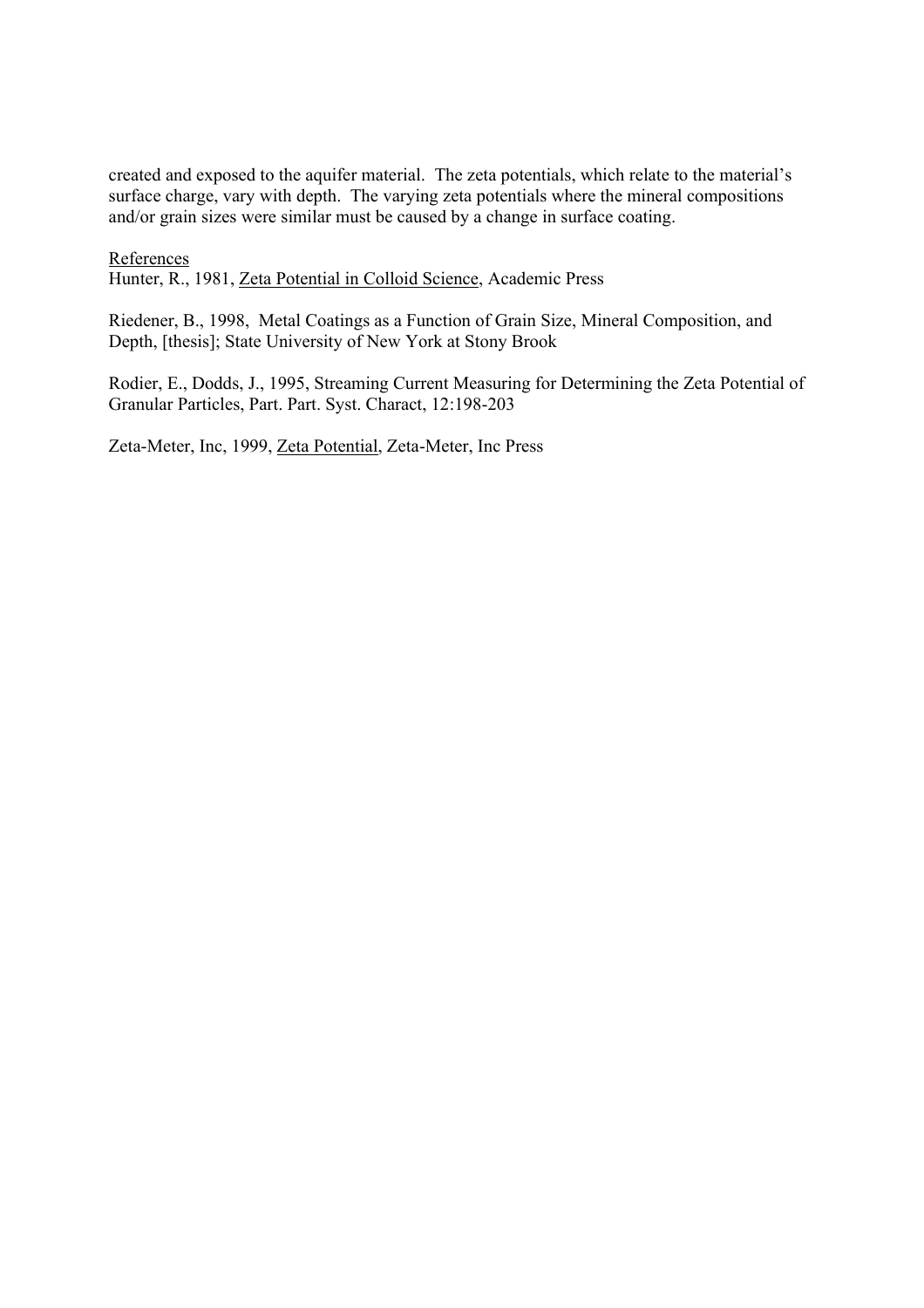created and exposed to the aquifer material. The zeta potentials, which relate to the material's surface charge, vary with depth. The varying zeta potentials where the mineral compositions and/or grain sizes were similar must be caused by a change in surface coating.

References

Hunter, R., 1981, Zeta Potential in Colloid Science, Academic Press

Riedener, B., 1998, Metal Coatings as a Function of Grain Size, Mineral Composition, and Depth, [thesis]; State University of New York at Stony Brook

Rodier, E., Dodds, J., 1995, Streaming Current Measuring for Determining the Zeta Potential of Granular Particles, Part. Part. Syst. Charact, 12:198-203

Zeta-Meter, Inc, 1999, Zeta Potential, Zeta-Meter, Inc Press